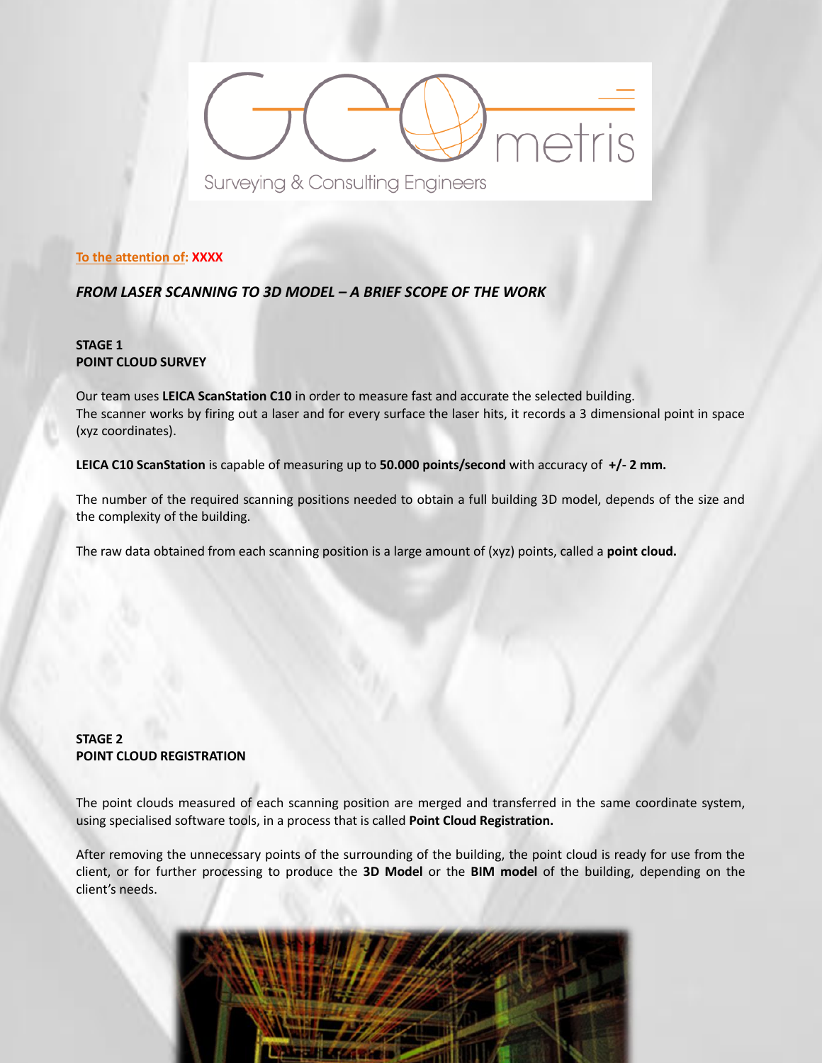GEOmetris

Surveying & Consulting Engineers

To the attention of: **XXXX**

***FROM LASER SCANNING TO 3D MODEL – A BRIEF SCOPE OF THE WORK***

**STAGE 1**
**POINT CLOUD SURVEY**

Our team uses **LEICA ScanStation C10** in order to measure fast and accurate the selected building.
The scanner works by firing out a laser and for every surface the laser hits, it records a 3 dimensional point in space (xyz coordinates).

**LEICA C10 ScanStation** is capable of measuring up to **50.000 points/second** with accuracy of **+/- 2 mm.**

The number of the required scanning positions needed to obtain a full building 3D model, depends of the size and the complexity of the building.

The raw data obtained from each scanning position is a large amount of (xyz) points, called a **point cloud.**

**STAGE 2**
**POINT CLOUD REGISTRATION**

The point clouds measured of each scanning position are merged and transferred in the same coordinate system, using specialised software tools, in a process that is called **Point Cloud Registration.**

After removing the unnecessary points of the surrounding of the building, the point cloud is ready for use from the client, or for further processing to produce the **3D Model** or the **BIM model** of the building, depending on the client's needs.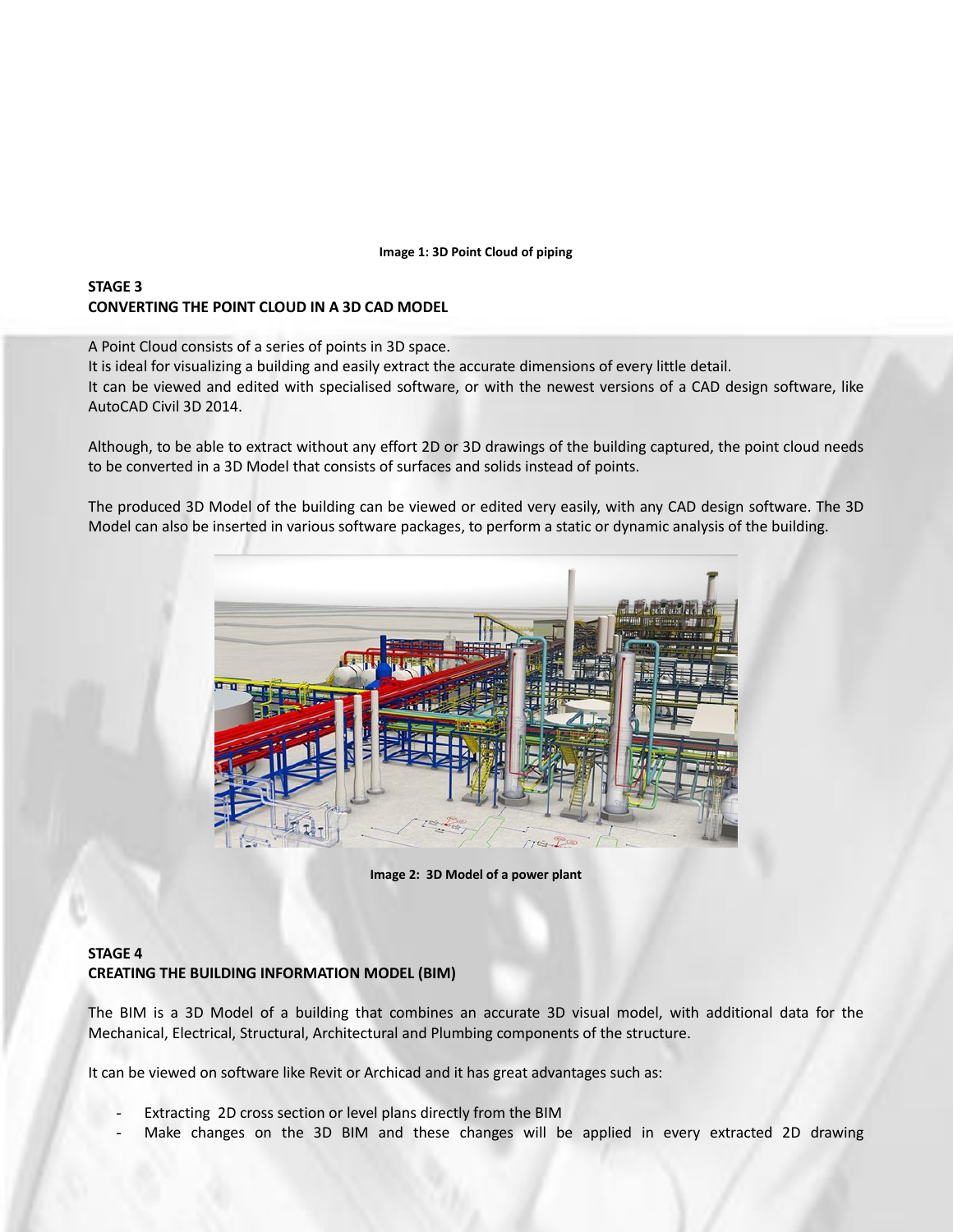**Image 1: 3D Point Cloud of piping**

## STAGE 3
## CONVERTING THE POINT CLOUD IN A 3D CAD MODEL

A Point Cloud consists of a series of points in 3D space.
It is ideal for visualizing a building and easily extract the accurate dimensions of every little detail.
It can be viewed and edited with specialised software, or with the newest versions of a CAD design software, like AutoCAD Civil 3D 2014.

Although, to be able to extract without any effort 2D or 3D drawings of the building captured, the point cloud needs to be converted in a 3D Model that consists of surfaces and solids instead of points.

The produced 3D Model of the building can be viewed or edited very easily, with any CAD design software. The 3D Model can also be inserted in various software packages, to perform a static or dynamic analysis of the building.

**Image 2: 3D Model of a power plant**

## STAGE 4
## CREATING THE BUILDING INFORMATION MODEL (BIM)

The BIM is a 3D Model of a building that combines an accurate 3D visual model, with additional data for the Mechanical, Electrical, Structural, Architectural and Plumbing components of the structure.

It can be viewed on software like Revit or Archicad and it has great advantages such as:

- Extracting 2D cross section or level plans directly from the BIM
- Make changes on the 3D BIM and these changes will be applied in every extracted 2D drawing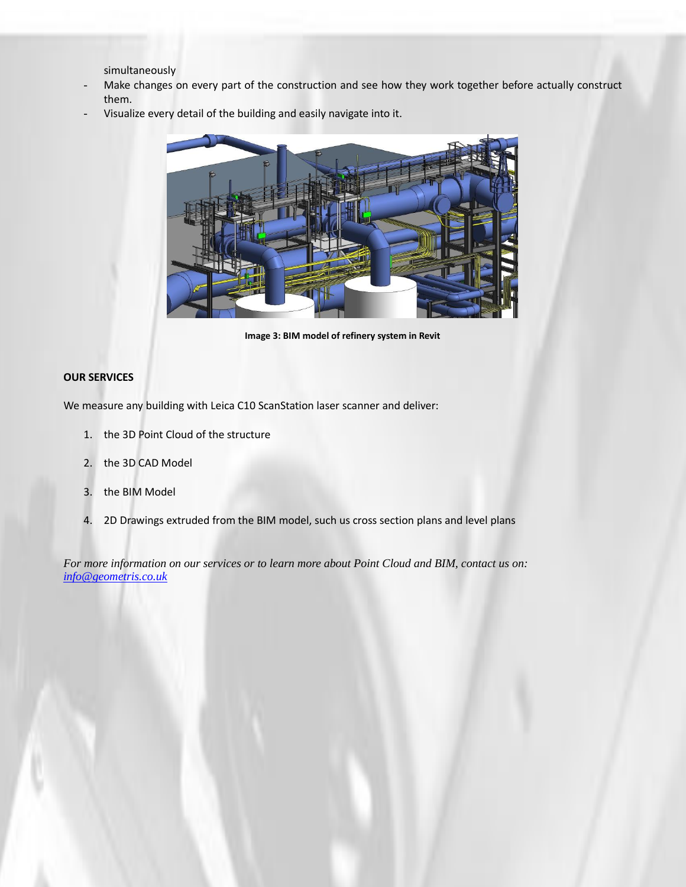simultaneously

- Make changes on every part of the construction and see how they work together before actually construct them.
- Visualize every detail of the building and easily navigate into it.

**Image 3: BIM model of refinery system in Revit**

**OUR SERVICES**

We measure any building with Leica C10 ScanStation laser scanner and deliver:

1. the 3D Point Cloud of the structure
2. the 3D CAD Model
3. the BIM Model
4. 2D Drawings extruded from the BIM model, such us cross section plans and level plans

*For more information on our services or to learn more about Point Cloud and BIM, contact us on:* *info@geometris.co.uk*